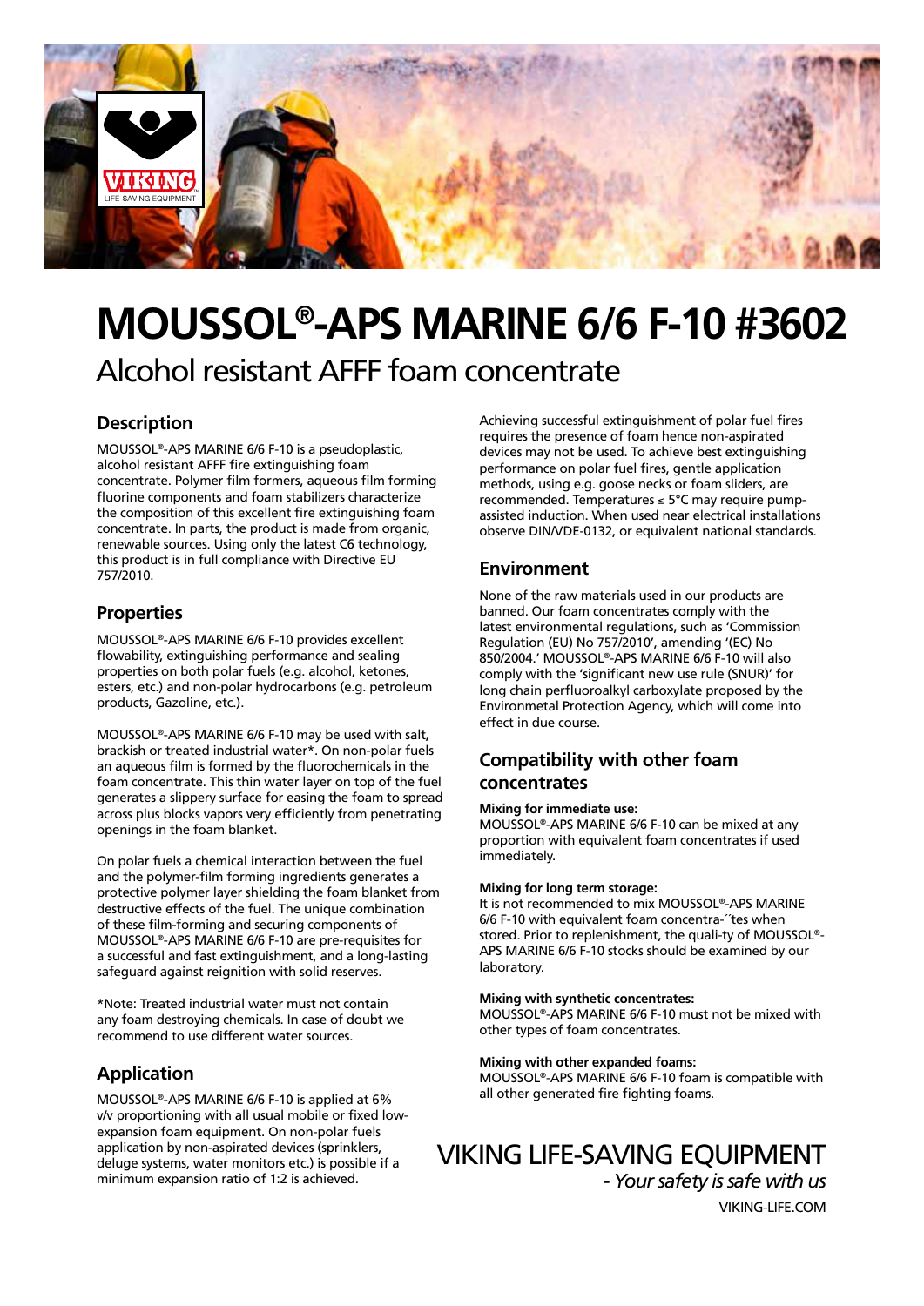# MOUSSOL®-APS MARINE 6/6 F-10 #3602

Alcohol resistant AFFF foam concentrate

## Description

MOUSSOL®-APS MARINE 6/6 F-10 is a pseudoplastic, alcohol resistant AFFF fire extinguishing foam concentrate. Polymer film formers, aqueous film forming fluorine components and foam stabilizers characterize the composition of this excellent fire extinguishing foam concentrate. In parts, the product is made from organic, renewable sources. Using only the latest C6 technology, this product is in full compliance with Directive EU 757/2010.

## Properties

MOUSSOL®-APS MARINE 6/6 F-10 provides excellent flowability, extinguishing performance and sealing properties on both polar fuels (e.g. alcohol, ketones, esters, etc.) and non-polar hydrocarbons (e.g. petroleum products, Gazoline, etc.).

MOUSSOL®-APS MARINE 6/6 F-10 may be used with salt, brackish or treated industrial water*. On non-polar fuels an aqueous film is formed by the fluorochemicals in the foam concentrate. This thin water layer on top of the fuel generates a slippery surface for easing the foam to spread across plus blocks vapors very efficiently from penetrating openings in the foam blanket.

On polar fuels a chemical interaction between the fuel and the polymer-film forming ingredients generates a protective polymer layer shielding the foam blanket from destructive effects of the fuel. The unique combination of these film-forming and securing components of MOUSSOL®-APS MARINE 6/6 F-10 are pre-requisites for a successful and fast extinguishment, and a long-lasting safeguard against reignition with solid reserves.

*Note: Treated industrial water must not contain any foam destroying chemicals. In case of doubt we recommend to use different water sources.

## Application

MOUSSOL®-APS MARINE 6/6 F-10 is applied at 6% v/v proportioning with all usual mobile or fixed low-expansion foam equipment. On non-polar fuels application by non-aspirated devices (sprinklers, deluge systems, water monitors etc.) is possible if a minimum expansion ratio of 1:2 is achieved.

Achieving successful extinguishment of polar fuel fires requires the presence of foam hence non-aspirated devices may not be used. To achieve best extinguishing performance on polar fuel fires, gentle application methods, using e.g. goose necks or foam sliders, are recommended. Temperatures ≤ 5°C may require pump-assisted induction. When used near electrical installations observe DIN/VDE-0132, or equivalent national standards.

## Environment

None of the raw materials used in our products are banned. Our foam concentrates comply with the latest environmental regulations, such as 'Commission Regulation (EU) No 757/2010', amending '(EC) No 850/2004.' MOUSSOL®-APS MARINE 6/6 F-10 will also comply with the 'significant new use rule (SNUR)' for long chain perfluoroalkyl carboxylate proposed by the Environmetal Protection Agency, which will come into effect in due course.

## Compatibility with other foam concentrates

**Mixing for immediate use:**
MOUSSOL®-APS MARINE 6/6 F-10 can be mixed at any proportion with equivalent foam concentrates if used immediately.

**Mixing for long term storage:**
It is not recommended to mix MOUSSOL®-APS MARINE 6/6 F-10 with equivalent foam concentra-´´tes when stored. Prior to replenishment, the quali-ty of MOUSSOL®-APS MARINE 6/6 F-10 stocks should be examined by our laboratory.

**Mixing with synthetic concentrates:**
MOUSSOL®-APS MARINE 6/6 F-10 must not be mixed with other types of foam concentrates.

**Mixing with other expanded foams:**
MOUSSOL®-APS MARINE 6/6 F-10 foam is compatible with all other generated fire fighting foams.

VIKING LIFE-SAVING EQUIPMENT

*- Your safety is safe with us*

VIKING-LIFE.COM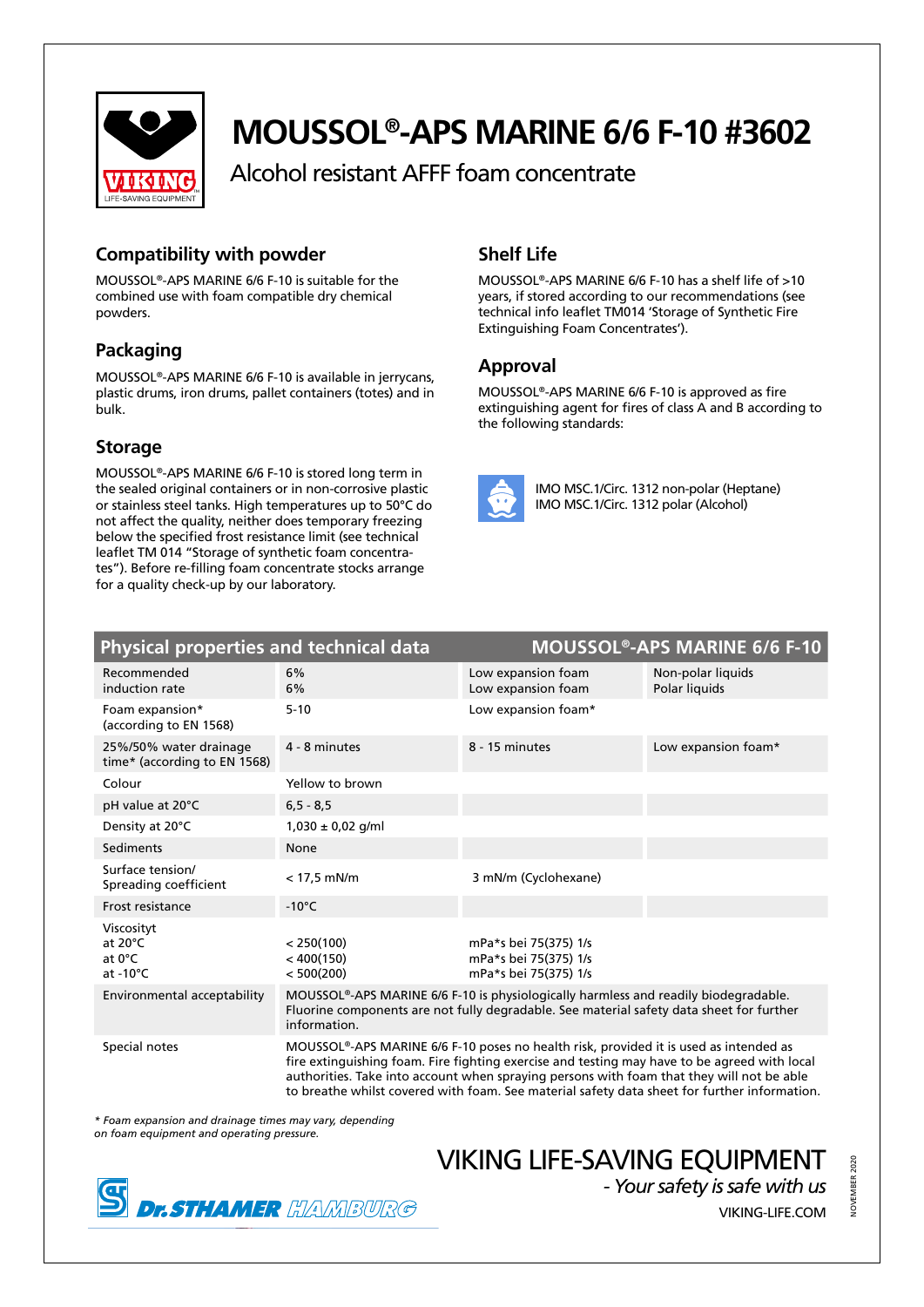# MOUSSOL®-APS MARINE 6/6 F-10 #3602

Alcohol resistant AFFF foam concentrate

## Compatibility with powder

MOUSSOL®-APS MARINE 6/6 F-10 is suitable for the combined use with foam compatible dry chemical powders.

## Packaging

MOUSSOL®-APS MARINE 6/6 F-10 is available in jerrycans, plastic drums, iron drums, pallet containers (totes) and in bulk.

## Storage

MOUSSOL®-APS MARINE 6/6 F-10 is stored long term in the sealed original containers or in non-corrosive plastic or stainless steel tanks. High temperatures up to 50°C do not affect the quality, neither does temporary freezing below the specified frost resistance limit (see technical leaflet TM 014 "Storage of synthetic foam concentrates"). Before re-filling foam concentrate stocks arrange for a quality check-up by our laboratory.

## Shelf Life

MOUSSOL®-APS MARINE 6/6 F-10 has a shelf life of >10 years, if stored according to our recommendations (see technical info leaflet TM014 'Storage of Synthetic Fire Extinguishing Foam Concentrates').

## Approval

MOUSSOL®-APS MARINE 6/6 F-10 is approved as fire extinguishing agent for fires of class A and B according to the following standards:

IMO MSC.1/Circ. 1312 non-polar (Heptane)
IMO MSC.1/Circ. 1312 polar (Alcohol)

| Physical properties and technical data | MOUSSOL®-APS MARINE 6/6 F-10 | | |
|---|---|---|---|
| Recommended induction rate | 6%<br>6% | Low expansion foam<br>Low expansion foam | Non-polar liquids<br>Polar liquids |
| Foam expansion* (according to EN 1568) | 5-10 | Low expansion foam* | |
| 25%/50% water drainage time* (according to EN 1568) | 4 - 8 minutes | 8 - 15 minutes | Low expansion foam* |
| Colour | Yellow to brown | | |
| pH value at 20°C | 6,5 - 8,5 | | |
| Density at 20°C | 1,030 ± 0,02 g/ml | | |
| Sediments | None | | |
| Surface tension/ Spreading coefficient | < 17,5 mN/m | 3 mN/m (Cyclohexane) | |
| Frost resistance | -10°C | | |
| Viscosityt<br>at 20°C<br>at 0°C<br>at -10°C | <br>< 250(100)<br>< 400(150)<br>< 500(200) | <br>mPa*s bei 75(375) 1/s<br>mPa*s bei 75(375) 1/s<br>mPa*s bei 75(375) 1/s | |
| Environmental acceptability | MOUSSOL®-APS MARINE 6/6 F-10 is physiologically harmless and readily biodegradable. Fluorine components are not fully degradable. See material safety data sheet for further information. | | |
| Special notes | MOUSSOL®-APS MARINE 6/6 F-10 poses no health risk, provided it is used as intended as fire extinguishing foam. Fire fighting exercise and testing may have to be agreed with local authorities. Take into account when spraying persons with foam that they will not be able to breathe whilst covered with foam. See material safety data sheet for further information. | | |

*\* Foam expansion and drainage times may vary, depending on foam equipment and operating pressure.*

Dr. STHAMER HAMBURG

VIKING LIFE-SAVING EQUIPMENT

*- Your safety is safe with us*

VIKING-LIFE.COM

NOVEMBER 2020